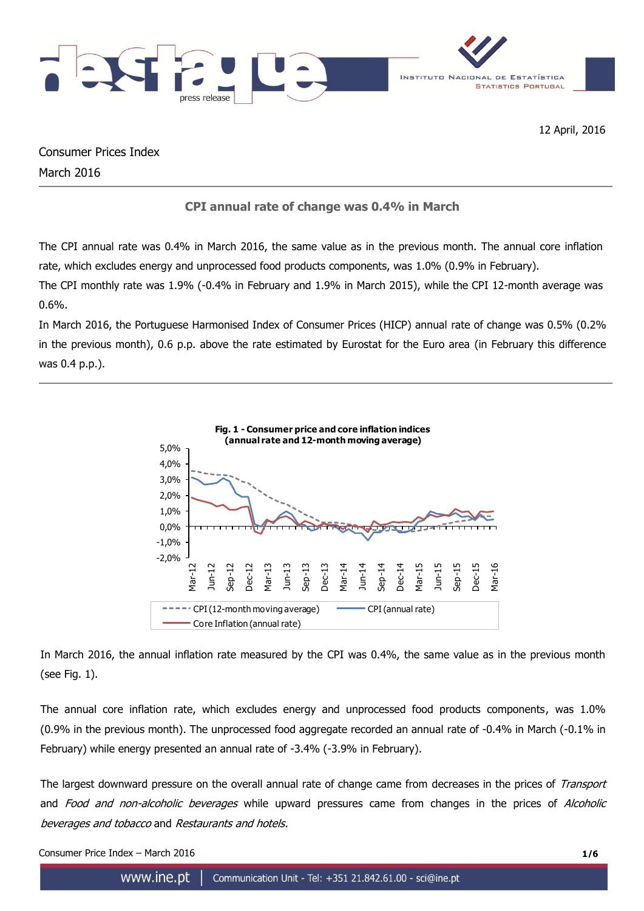12 April, 2016

Consumer Prices Index
March 2016

## CPI annual rate of change was 0.4% in March

The CPI annual rate was 0.4% in March 2016, the same value as in the previous month. The annual core inflation rate, which excludes energy and unprocessed food products components, was 1.0% (0.9% in February).
The CPI monthly rate was 1.9% (-0.4% in February and 1.9% in March 2015), while the CPI 12-month average was 0.6%.
In March 2016, the Portuguese Harmonised Index of Consumer Prices (HICP) annual rate of change was 0.5% (0.2% in the previous month), 0.6 p.p. above the rate estimated by Eurostat for the Euro area (in February this difference was 0.4 p.p.).

**Fig. 1 - Consumer price and core inflation indices (annual rate and 12-month moving average)**

In March 2016, the annual inflation rate measured by the CPI was 0.4%, the same value as in the previous month (see Fig. 1).

The annual core inflation rate, which excludes energy and unprocessed food products components, was 1.0% (0.9% in the previous month). The unprocessed food aggregate recorded an annual rate of -0.4% in March (-0.1% in February) while energy presented an annual rate of -3.4% (-3.9% in February).

The largest downward pressure on the overall annual rate of change came from decreases in the prices of *Transport* and *Food and non-alcoholic beverages* while upward pressures came from changes in the prices of *Alcoholic beverages and tobacco* and *Restaurants and hotels.*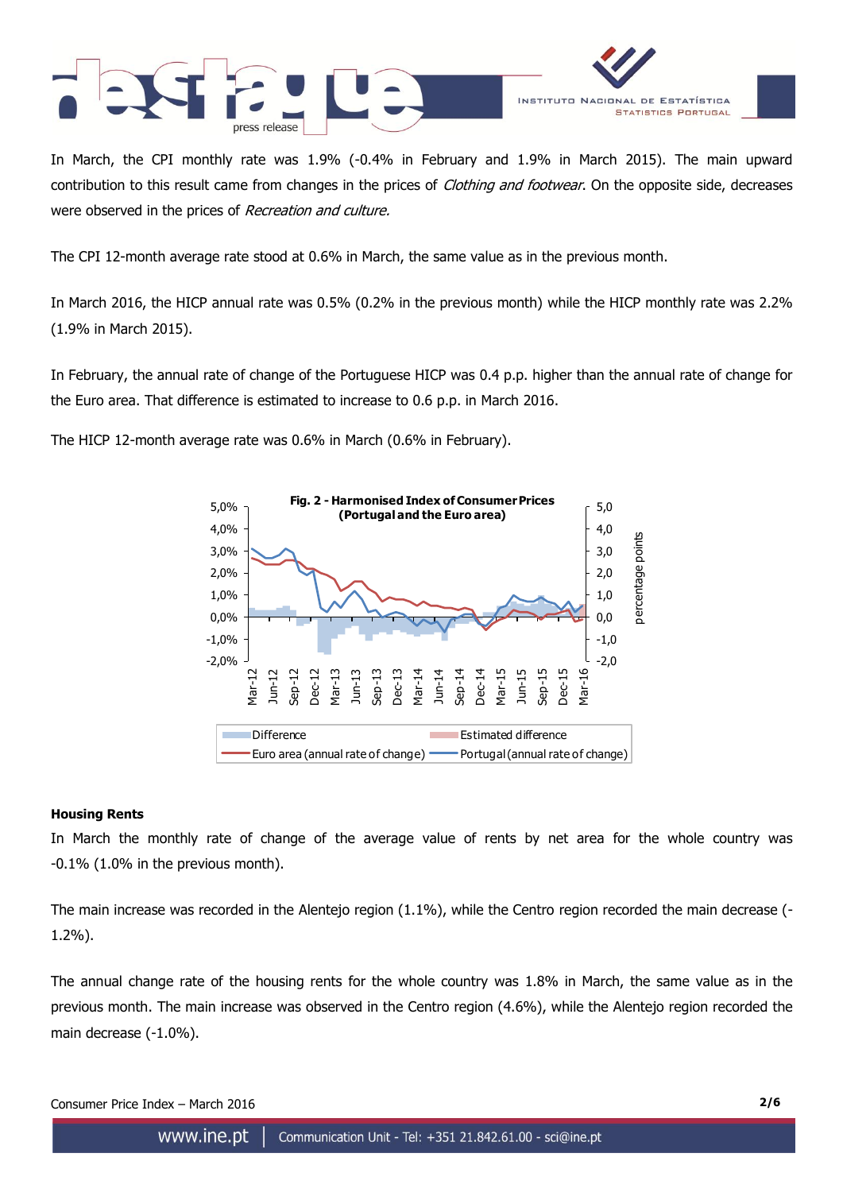In March, the CPI monthly rate was 1.9% (-0.4% in February and 1.9% in March 2015). The main upward contribution to this result came from changes in the prices of *Clothing and footwear*. On the opposite side, decreases were observed in the prices of *Recreation and culture.*

The CPI 12-month average rate stood at 0.6% in March, the same value as in the previous month.

In March 2016, the HICP annual rate was 0.5% (0.2% in the previous month) while the HICP monthly rate was 2.2% (1.9% in March 2015).

In February, the annual rate of change of the Portuguese HICP was 0.4 p.p. higher than the annual rate of change for the Euro area. That difference is estimated to increase to 0.6 p.p. in March 2016.

The HICP 12-month average rate was 0.6% in March (0.6% in February).

**Fig. 2 - Harmonised Index of Consumer Prices (Portugal and the Euro area)**

## Housing Rents

In March the monthly rate of change of the average value of rents by net area for the whole country was -0.1% (1.0% in the previous month).

The main increase was recorded in the Alentejo region (1.1%), while the Centro region recorded the main decrease (-1.2%).

The annual change rate of the housing rents for the whole country was 1.8% in March, the same value as in the previous month. The main increase was observed in the Centro region (4.6%), while the Alentejo region recorded the main decrease (-1.0%).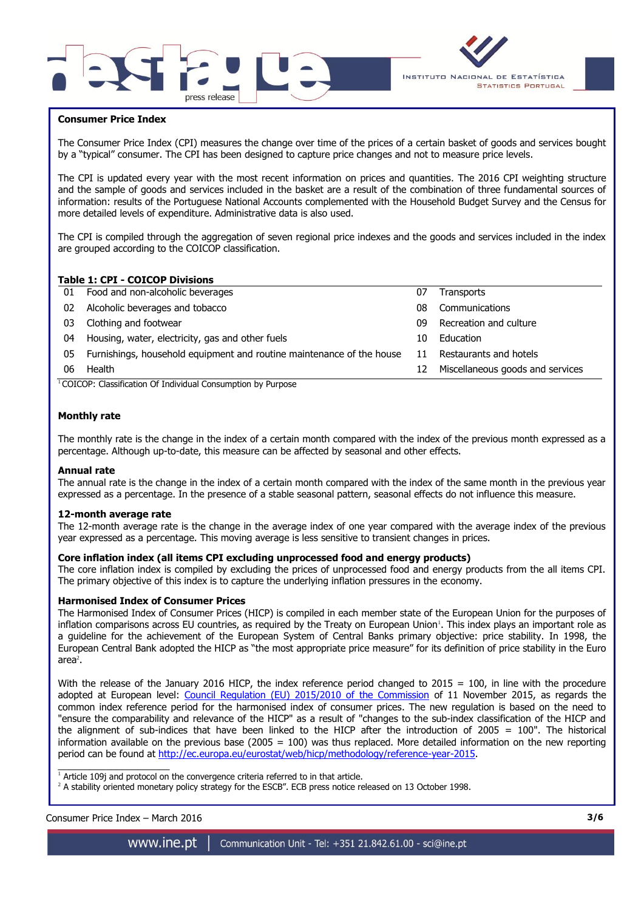## Consumer Price Index

The Consumer Price Index (CPI) measures the change over time of the prices of a certain basket of goods and services bought by a "typical" consumer. The CPI has been designed to capture price changes and not to measure price levels.

The CPI is updated every year with the most recent information on prices and quantities. The 2016 CPI weighting structure and the sample of goods and services included in the basket are a result of the combination of three fundamental sources of information: results of the Portuguese National Accounts complemented with the Household Budget Survey and the Census for more detailed levels of expenditure. Administrative data is also used.

The CPI is compiled through the aggregation of seven regional price indexes and the goods and services included in the index are grouped according to the COICOP classification.

**Table 1: CPI - COICOP Divisions**

| | | | |
|---|---|---|---|
| 01 | Food and non-alcoholic beverages | 07 | Transports |
| 02 | Alcoholic beverages and tobacco | 08 | Communications |
| 03 | Clothing and footwear | 09 | Recreation and culture |
| 04 | Housing, water, electricity, gas and other fuels | 10 | Education |
| 05 | Furnishings, household equipment and routine maintenance of the house | 11 | Restaurants and hotels |
| 06 | Health | 12 | Miscellaneous goods and services |

[1] COICOP: Classification Of Individual Consumption by Purpose

## Monthly rate

The monthly rate is the change in the index of a certain month compared with the index of the previous month expressed as a percentage. Although up-to-date, this measure can be affected by seasonal and other effects.

### Annual rate

The annual rate is the change in the index of a certain month compared with the index of the same month in the previous year expressed as a percentage. In the presence of a stable seasonal pattern, seasonal effects do not influence this measure.

### 12-month average rate

The 12-month average rate is the change in the average index of one year compared with the average index of the previous year expressed as a percentage. This moving average is less sensitive to transient changes in prices.

### Core inflation index (all items CPI excluding unprocessed food and energy products)

The core inflation index is compiled by excluding the prices of unprocessed food and energy products from the all items CPI. The primary objective of this index is to capture the underlying inflation pressures in the economy.

### Harmonised Index of Consumer Prices

The Harmonised Index of Consumer Prices (HICP) is compiled in each member state of the European Union for the purposes of inflation comparisons across EU countries, as required by the Treaty on European Union[1]. This index plays an important role as a guideline for the achievement of the European System of Central Banks primary objective: price stability. In 1998, the European Central Bank adopted the HICP as "the most appropriate price measure" for its definition of price stability in the Euro area[2].

With the release of the January 2016 HICP, the index reference period changed to 2015 = 100, in line with the procedure adopted at European level: Council Regulation (EU) 2015/2010 of the Commission of 11 November 2015, as regards the common index reference period for the harmonised index of consumer prices. The new regulation is based on the need to "ensure the comparability and relevance of the HICP" as a result of "changes to the sub-index classification of the HICP and the alignment of sub-indices that have been linked to the HICP after the introduction of 2005 = 100". The historical information available on the previous base (2005 = 100) was thus replaced. More detailed information on the new reporting period can be found at http://ec.europa.eu/eurostat/web/hicp/methodology/reference-year-2015.

[1] Article 109j and protocol on the convergence criteria referred to in that article.

[2] A stability oriented monetary policy strategy for the ESCB". ECB press notice released on 13 October 1998.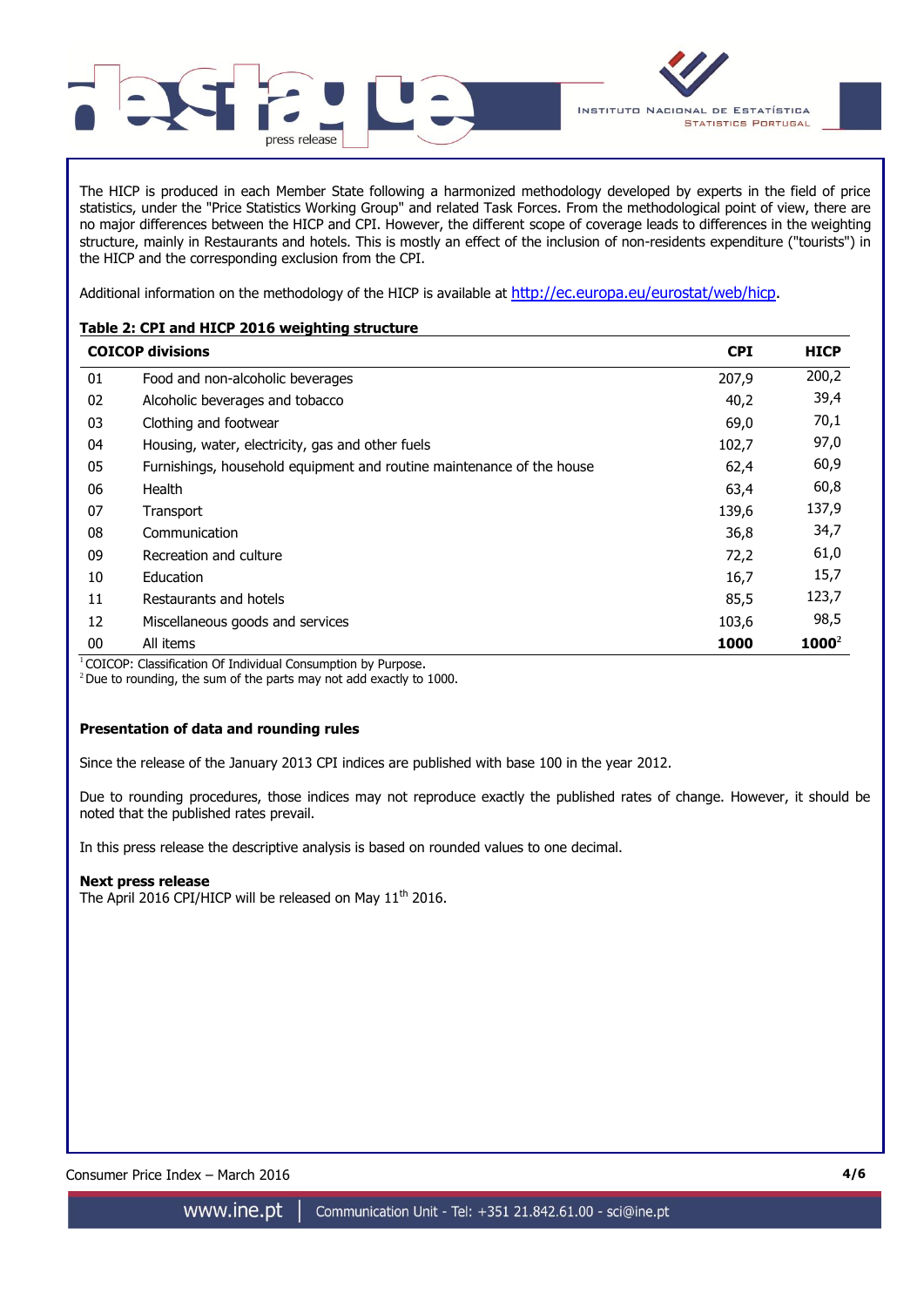The HICP is produced in each Member State following a harmonized methodology developed by experts in the field of price statistics, under the "Price Statistics Working Group" and related Task Forces. From the methodological point of view, there are no major differences between the HICP and CPI. However, the different scope of coverage leads to differences in the weighting structure, mainly in Restaurants and hotels. This is mostly an effect of the inclusion of non-residents expenditure ("tourists") in the HICP and the corresponding exclusion from the CPI.

Additional information on the methodology of the HICP is available at http://ec.europa.eu/eurostat/web/hicp.

**Table 2: CPI and HICP 2016 weighting structure**

| COICOP divisions | | CPI | HICP |
|---|---|---|---|
| 01 | Food and non-alcoholic beverages | 207,9 | 200,2 |
| 02 | Alcoholic beverages and tobacco | 40,2 | 39,4 |
| 03 | Clothing and footwear | 69,0 | 70,1 |
| 04 | Housing, water, electricity, gas and other fuels | 102,7 | 97,0 |
| 05 | Furnishings, household equipment and routine maintenance of the house | 62,4 | 60,9 |
| 06 | Health | 63,4 | 60,8 |
| 07 | Transport | 139,6 | 137,9 |
| 08 | Communication | 36,8 | 34,7 |
| 09 | Recreation and culture | 72,2 | 61,0 |
| 10 | Education | 16,7 | 15,7 |
| 11 | Restaurants and hotels | 85,5 | 123,7 |
| 12 | Miscellaneous goods and services | 103,6 | 98,5 |
| 00 | All items | **1000** | **1000**[2] |

[1] COICOP: Classification Of Individual Consumption by Purpose.
[2] Due to rounding, the sum of the parts may not add exactly to 1000.

**Presentation of data and rounding rules**

Since the release of the January 2013 CPI indices are published with base 100 in the year 2012.

Due to rounding procedures, those indices may not reproduce exactly the published rates of change. However, it should be noted that the published rates prevail.

In this press release the descriptive analysis is based on rounded values to one decimal.

**Next press release**
The April 2016 CPI/HICP will be released on May 11th 2016.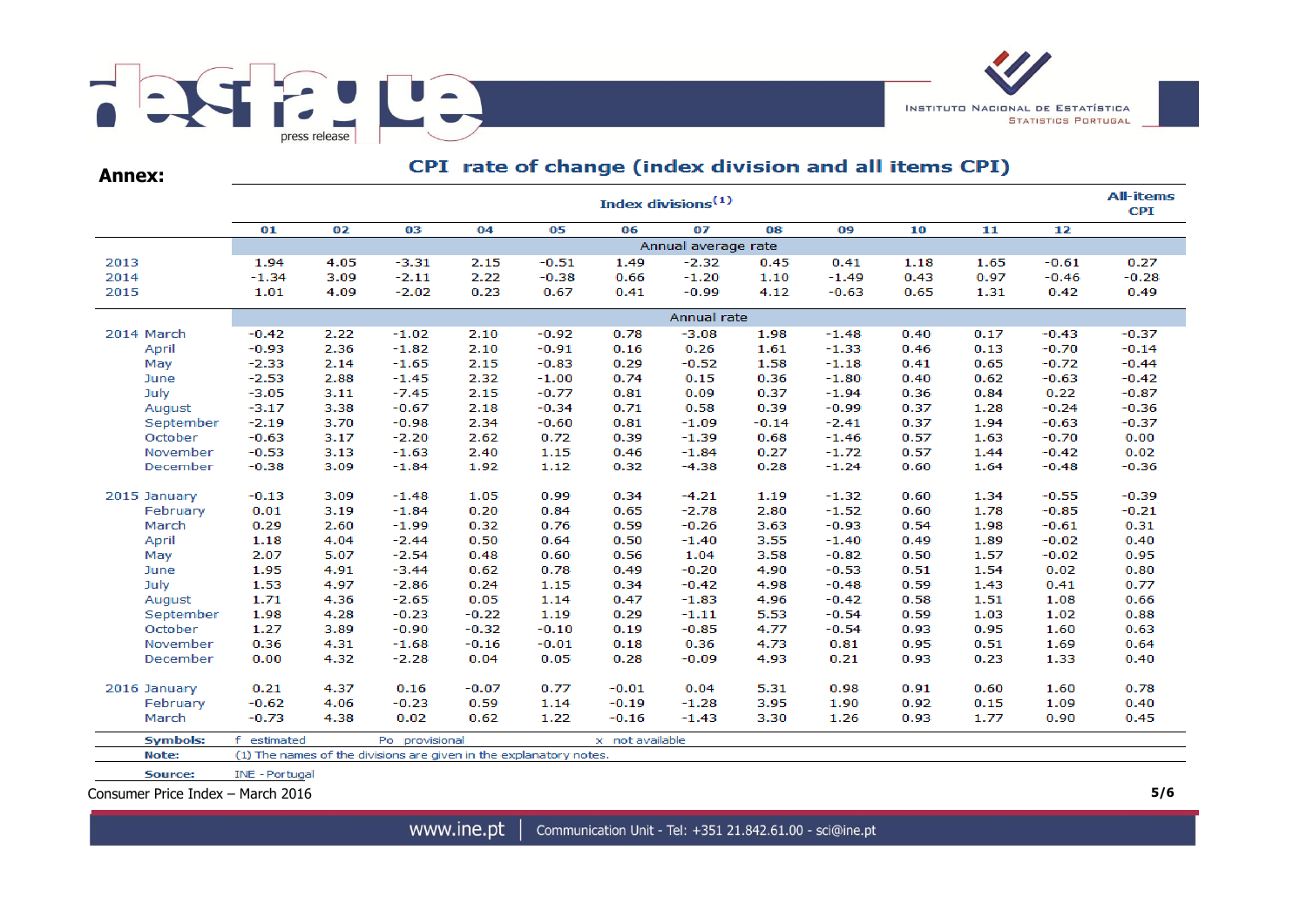## Annex:

### CPI rate of change (index division and all items CPI)

| | Index divisions[1] | | | | | | | | | | | | All-items CPI |
|---|---|---|---|---|---|---|---|---|---|---|---|---|---|
| | 01 | 02 | 03 | 04 | 05 | 06 | 07 | 08 | 09 | 10 | 11 | 12 | |
| | Annual average rate | | | | | | | | | | | | |
| 2013 | 1.94 | 4.05 | -3.31 | 2.15 | -0.51 | 1.49 | -2.32 | 0.45 | 0.41 | 1.18 | 1.65 | -0.61 | 0.27 |
| 2014 | -1.34 | 3.09 | -2.11 | 2.22 | -0.38 | 0.66 | -1.20 | 1.10 | -1.49 | 0.43 | 0.97 | -0.46 | -0.28 |
| 2015 | 1.01 | 4.09 | -2.02 | 0.23 | 0.67 | 0.41 | -0.99 | 4.12 | -0.63 | 0.65 | 1.31 | 0.42 | 0.49 |
| | Annual rate | | | | | | | | | | | | |
| 2014 March | -0.42 | 2.22 | -1.02 | 2.10 | -0.92 | 0.78 | -3.08 | 1.98 | -1.48 | 0.40 | 0.17 | -0.43 | -0.37 |
| April | -0.93 | 2.36 | -1.82 | 2.10 | -0.91 | 0.16 | 0.26 | 1.61 | -1.33 | 0.46 | 0.13 | -0.70 | -0.14 |
| May | -2.33 | 2.14 | -1.65 | 2.15 | -0.83 | 0.29 | -0.52 | 1.58 | -1.18 | 0.41 | 0.65 | -0.72 | -0.44 |
| June | -2.53 | 2.88 | -1.45 | 2.32 | -1.00 | 0.74 | 0.15 | 0.36 | -1.80 | 0.40 | 0.62 | -0.63 | -0.42 |
| July | -3.05 | 3.11 | -7.45 | 2.15 | -0.77 | 0.81 | 0.09 | 0.37 | -1.94 | 0.36 | 0.84 | 0.22 | -0.87 |
| August | -3.17 | 3.38 | -0.67 | 2.18 | -0.34 | 0.71 | 0.58 | 0.39 | -0.99 | 0.37 | 1.28 | -0.24 | -0.36 |
| September | -2.19 | 3.70 | -0.98 | 2.34 | -0.60 | 0.81 | -1.09 | -0.14 | -2.41 | 0.37 | 1.94 | -0.63 | -0.37 |
| October | -0.63 | 3.17 | -2.20 | 2.62 | 0.72 | 0.39 | -1.39 | 0.68 | -1.46 | 0.57 | 1.63 | -0.70 | 0.00 |
| November | -0.53 | 3.13 | -1.63 | 2.40 | 1.15 | 0.46 | -1.84 | 0.27 | -1.72 | 0.57 | 1.44 | -0.42 | 0.02 |
| December | -0.38 | 3.09 | -1.84 | 1.92 | 1.12 | 0.32 | -4.38 | 0.28 | -1.24 | 0.60 | 1.64 | -0.48 | -0.36 |
| 2015 January | -0.13 | 3.09 | -1.48 | 1.05 | 0.99 | 0.34 | -4.21 | 1.19 | -1.32 | 0.60 | 1.34 | -0.55 | -0.39 |
| February | 0.01 | 3.19 | -1.84 | 0.20 | 0.84 | 0.65 | -2.78 | 2.80 | -1.52 | 0.60 | 1.78 | -0.85 | -0.21 |
| March | 0.29 | 2.60 | -1.99 | 0.32 | 0.76 | 0.59 | -0.26 | 3.63 | -0.93 | 0.54 | 1.98 | -0.61 | 0.31 |
| April | 1.18 | 4.04 | -2.44 | 0.50 | 0.64 | 0.50 | -1.40 | 3.55 | -1.40 | 0.49 | 1.89 | -0.02 | 0.40 |
| May | 2.07 | 5.07 | -2.54 | 0.48 | 0.60 | 0.56 | 1.04 | 3.58 | -0.82 | 0.50 | 1.57 | -0.02 | 0.95 |
| June | 1.95 | 4.91 | -3.44 | 0.62 | 0.78 | 0.49 | -0.20 | 4.90 | -0.53 | 0.51 | 1.54 | 0.02 | 0.80 |
| July | 1.53 | 4.97 | -2.86 | 0.24 | 1.15 | 0.34 | -0.42 | 4.98 | -0.48 | 0.59 | 1.43 | 0.41 | 0.77 |
| August | 1.71 | 4.36 | -2.65 | 0.05 | 1.14 | 0.47 | -1.83 | 4.96 | -0.42 | 0.58 | 1.51 | 1.08 | 0.66 |
| September | 1.98 | 4.28 | -0.23 | -0.22 | 1.19 | 0.29 | -1.11 | 5.53 | -0.54 | 0.59 | 1.03 | 1.02 | 0.88 |
| October | 1.27 | 3.89 | -0.90 | -0.32 | -0.10 | 0.19 | -0.85 | 4.77 | -0.54 | 0.93 | 0.95 | 1.60 | 0.63 |
| November | 0.36 | 4.31 | -1.68 | -0.16 | -0.01 | 0.18 | 0.36 | 4.73 | 0.81 | 0.95 | 0.51 | 1.69 | 0.64 |
| December | 0.00 | 4.32 | -2.28 | 0.04 | 0.05 | 0.28 | -0.09 | 4.93 | 0.21 | 0.93 | 0.23 | 1.33 | 0.40 |
| 2016 January | 0.21 | 4.37 | 0.16 | -0.07 | 0.77 | -0.01 | 0.04 | 5.31 | 0.98 | 0.91 | 0.60 | 1.60 | 0.78 |
| February | -0.62 | 4.06 | -0.23 | 0.59 | 1.14 | -0.19 | -1.28 | 3.95 | 1.90 | 0.92 | 0.15 | 1.09 | 0.40 |
| March | -0.73 | 4.38 | 0.02 | 0.62 | 1.22 | -0.16 | -1.43 | 3.30 | 1.26 | 0.93 | 1.77 | 0.90 | 0.45 |

**Symbols:** f estimated Po provisional x not available

**Note:** (1) The names of the divisions are given in the explanatory notes.

**Source:** INE - Portugal

Consumer Price Index – March 2016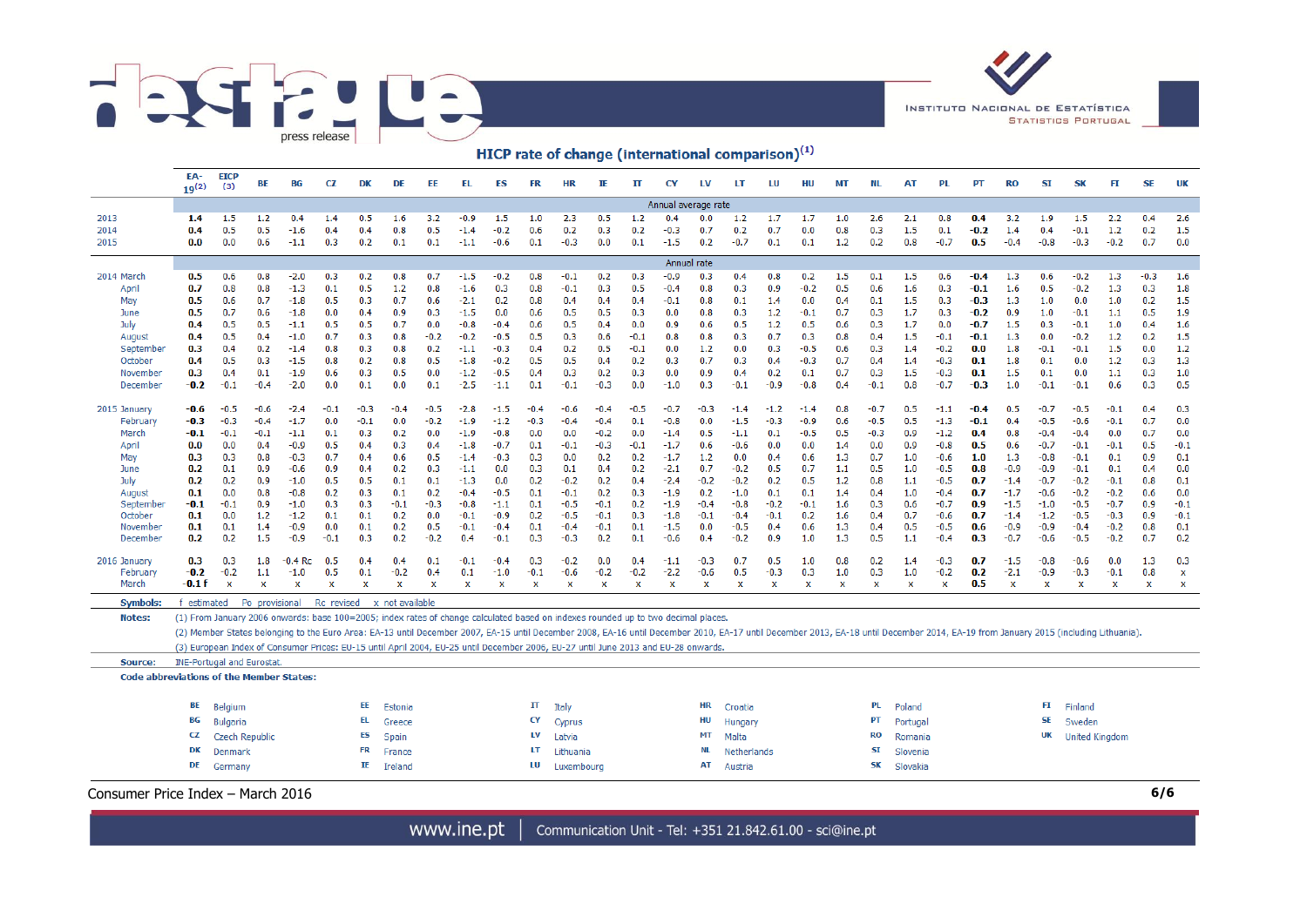## HICP rate of change (international comparison)[1]

| | EA-19[2] | EICP (3) | BE | BG | CZ | DK | DE | EE | EL | ES | FR | HR | IE | IT | CY | LV | LT | LU | HU | MT | NL | AT | PL | PT | RO | SI | SK | FI | SE | UK |
|---|---|---|---|---|---|---|---|---|---|---|---|---|---|---|---|---|---|---|---|---|---|---|---|---|---|---|---|---|---|---|
| | Annual average rate | | | | | | | | | | | | | | | | | | | | | | | | | | | | | |
| 2013 | **1.4** | 1.5 | 1.2 | 0.4 | 1.4 | 0.5 | 1.6 | 3.2 | -0.9 | 1.5 | 1.0 | 2.3 | 0.5 | 1.2 | 0.4 | 0.0 | 1.2 | 1.7 | 1.7 | 1.0 | 2.6 | 2.1 | 0.8 | **0.4** | 3.2 | 1.9 | 1.5 | 2.2 | 0.4 | 2.6 |
| 2014 | **0.4** | 0.5 | 0.5 | -1.6 | 0.4 | 0.4 | 0.8 | 0.5 | -1.4 | -0.2 | 0.6 | 0.2 | 0.3 | 0.2 | -0.3 | 0.7 | 0.2 | 0.7 | 0.0 | 0.8 | 0.3 | 1.5 | 0.1 | **-0.2** | 1.4 | 0.4 | -0.1 | 1.2 | 0.2 | 1.5 |
| 2015 | **0.0** | 0.0 | 0.6 | -1.1 | 0.3 | 0.2 | 0.1 | 0.1 | -1.1 | -0.6 | 0.1 | -0.3 | 0.0 | 0.1 | -1.5 | 0.2 | -0.7 | 0.1 | 0.1 | 1.2 | 0.2 | 0.8 | -0.7 | **0.5** | -0.4 | -0.8 | -0.3 | -0.2 | 0.7 | 0.0 |
| | Annual rate | | | | | | | | | | | | | | | | | | | | | | | | | | | | | |
| 2014 March | **0.5** | 0.6 | 0.8 | -2.0 | 0.3 | 0.2 | 0.8 | 0.7 | -1.5 | -0.2 | 0.8 | -0.1 | 0.2 | 0.3 | -0.9 | 0.3 | 0.4 | 0.8 | 0.2 | 1.5 | 0.1 | 1.5 | 0.6 | **-0.4** | 1.3 | 0.6 | -0.2 | 1.3 | -0.3 | 1.6 |
| April | **0.7** | 0.8 | 0.8 | -1.3 | 0.1 | 0.5 | 1.2 | 0.8 | -1.6 | 0.3 | 0.8 | -0.1 | 0.3 | 0.5 | -0.4 | 0.8 | 0.3 | 0.9 | -0.2 | 0.5 | 0.6 | 1.6 | 0.3 | **-0.1** | 1.6 | 0.5 | -0.2 | 1.3 | 0.3 | 1.8 |
| May | **0.5** | 0.6 | 0.7 | -1.8 | 0.5 | 0.3 | 0.7 | 0.6 | -2.1 | 0.2 | 0.8 | 0.4 | 0.4 | 0.4 | -0.1 | 0.8 | 0.1 | 1.4 | 0.0 | 0.4 | 0.1 | 1.5 | 0.3 | **-0.3** | 1.3 | 1.0 | 0.0 | 1.0 | 0.2 | 1.5 |
| June | **0.5** | 0.7 | 0.6 | -1.8 | 0.0 | 0.4 | 0.9 | 0.3 | -1.5 | 0.0 | 0.6 | 0.5 | 0.5 | 0.3 | 0.0 | 0.8 | 0.3 | 1.2 | -0.1 | 0.7 | 0.3 | 1.7 | 0.3 | **-0.2** | 0.9 | 1.0 | -0.1 | 1.1 | 0.5 | 1.9 |
| July | **0.4** | 0.5 | 0.5 | -1.1 | 0.5 | 0.5 | 0.7 | 0.0 | -0.8 | -0.4 | 0.6 | 0.5 | 0.4 | 0.0 | 0.9 | 0.6 | 0.5 | 1.2 | 0.5 | 0.6 | 0.3 | 1.7 | 0.0 | **-0.7** | 1.5 | 0.3 | -0.1 | 1.0 | 0.4 | 1.6 |
| August | **0.4** | 0.5 | 0.4 | -1.0 | 0.7 | 0.3 | 0.8 | -0.2 | -0.2 | -0.5 | 0.5 | 0.3 | 0.6 | -0.1 | 0.8 | 0.8 | 0.3 | 0.7 | 0.3 | 0.8 | 0.4 | 1.5 | -0.1 | **-0.1** | 1.3 | 0.0 | -0.2 | 1.2 | 0.2 | 1.5 |
| September | **0.3** | 0.4 | 0.2 | -1.4 | 0.8 | 0.3 | 0.8 | 0.2 | -1.1 | -0.3 | 0.4 | 0.2 | 0.5 | -0.1 | 0.0 | 1.2 | 0.0 | 0.3 | -0.5 | 0.6 | 0.3 | 1.4 | -0.2 | **0.0** | 1.8 | -0.1 | -0.1 | 1.5 | 0.0 | 1.2 |
| October | **0.4** | 0.5 | 0.3 | -1.5 | 0.8 | 0.2 | 0.8 | 0.5 | -1.8 | -0.2 | 0.5 | 0.5 | 0.4 | 0.2 | 0.3 | 0.7 | 0.3 | 0.4 | -0.3 | 0.7 | 0.4 | 1.4 | -0.3 | **0.1** | 1.8 | 0.1 | 0.0 | 1.2 | 0.3 | 1.3 |
| November | **0.3** | 0.4 | 0.1 | -1.9 | 0.6 | 0.3 | 0.5 | 0.0 | -1.2 | -0.5 | 0.4 | 0.3 | 0.2 | 0.3 | 0.0 | 0.9 | 0.4 | 0.2 | 0.1 | 0.7 | 0.3 | 1.5 | -0.3 | **0.1** | 1.5 | 0.1 | 0.0 | 1.1 | 0.3 | 1.0 |
| December | **-0.2** | -0.1 | -0.4 | -2.0 | 0.0 | 0.1 | 0.0 | 0.1 | -2.5 | -1.1 | 0.1 | -0.1 | -0.3 | 0.0 | -1.0 | 0.3 | -0.1 | -0.9 | -0.8 | 0.4 | -0.1 | 0.8 | -0.7 | **-0.3** | 1.0 | -0.1 | -0.1 | 0.6 | 0.3 | 0.5 |
| 2015 January | **-0.6** | -0.5 | -0.6 | -2.4 | -0.1 | -0.3 | -0.4 | -0.5 | -2.8 | -1.5 | -0.4 | -0.6 | -0.4 | -0.5 | -0.7 | -0.3 | -1.4 | -1.2 | -1.4 | 0.8 | -0.7 | 0.5 | -1.1 | **-0.4** | 0.5 | -0.7 | -0.5 | -0.1 | 0.4 | 0.3 |
| February | **-0.3** | -0.3 | -0.4 | -1.7 | 0.0 | -0.1 | 0.0 | -0.2 | -1.9 | -1.2 | -0.3 | -0.4 | -0.4 | 0.1 | -0.8 | 0.0 | -1.5 | -0.3 | -0.9 | 0.6 | -0.5 | 0.5 | -1.3 | **-0.1** | 0.4 | -0.5 | -0.6 | -0.1 | 0.7 | 0.0 |
| March | **-0.1** | -0.1 | -0.1 | -1.1 | 0.1 | 0.3 | 0.2 | 0.0 | -1.9 | -0.8 | 0.0 | 0.0 | -0.2 | 0.0 | -1.4 | 0.5 | -1.1 | 0.1 | -0.5 | 0.5 | -0.3 | 0.9 | -1.2 | **0.4** | 0.8 | -0.4 | -0.4 | 0.0 | 0.7 | 0.0 |
| April | **0.0** | 0.0 | 0.4 | -0.9 | 0.5 | 0.4 | 0.3 | 0.4 | -1.8 | -0.7 | 0.1 | -0.1 | -0.3 | -0.1 | -1.7 | 0.6 | -0.6 | 0.0 | 0.0 | 1.4 | 0.0 | 0.9 | -0.8 | **0.5** | 0.6 | -0.7 | -0.1 | -0.1 | 0.5 | -0.1 |
| May | **0.3** | 0.3 | 0.8 | -0.3 | 0.7 | 0.4 | 0.6 | 0.5 | -1.4 | -0.3 | 0.3 | 0.0 | 0.2 | 0.2 | -1.7 | 1.2 | 0.0 | 0.4 | 0.6 | 1.3 | 0.7 | 1.0 | -0.6 | **1.0** | 1.3 | -0.8 | -0.1 | 0.1 | 0.9 | 0.1 |
| June | **0.2** | 0.1 | 0.9 | -0.6 | 0.9 | 0.4 | 0.2 | 0.3 | -1.1 | 0.0 | 0.3 | 0.1 | 0.4 | 0.2 | -2.1 | 0.7 | -0.2 | 0.5 | 0.7 | 1.1 | 0.5 | 1.0 | -0.5 | **0.8** | -0.9 | -0.9 | -0.1 | 0.1 | 0.4 | 0.0 |
| July | **0.2** | 0.2 | 0.9 | -1.0 | 0.5 | 0.5 | 0.1 | 0.1 | -1.3 | 0.0 | 0.2 | -0.2 | 0.2 | 0.4 | -2.4 | -0.2 | -0.2 | 0.2 | 0.5 | 1.2 | 0.8 | 1.1 | -0.5 | **0.7** | -1.4 | -0.7 | -0.2 | -0.1 | 0.8 | 0.1 |
| August | **0.1** | 0.0 | 0.8 | -0.8 | 0.2 | 0.3 | 0.1 | 0.2 | -0.4 | -0.5 | 0.1 | -0.1 | 0.2 | 0.3 | -1.9 | 0.2 | -1.0 | 0.1 | 0.1 | 1.4 | 0.4 | 1.0 | -0.4 | **0.7** | -1.7 | -0.6 | -0.2 | -0.2 | 0.6 | 0.0 |
| September | **-0.1** | -0.1 | 0.9 | -1.0 | 0.3 | 0.3 | -0.1 | -0.3 | -0.8 | -1.1 | 0.1 | -0.5 | -0.1 | 0.2 | -1.9 | -0.4 | -0.8 | -0.2 | -0.1 | 1.6 | 0.3 | 0.6 | -0.7 | **0.9** | -1.5 | -1.0 | -0.5 | -0.7 | 0.9 | -0.1 |
| October | **0.1** | 0.0 | 1.2 | -1.2 | 0.1 | 0.1 | 0.2 | 0.0 | -0.1 | -0.9 | 0.2 | -0.5 | -0.1 | 0.3 | -1.8 | -0.1 | -0.4 | -0.1 | 0.2 | 1.6 | 0.4 | 0.7 | -0.6 | **0.7** | -1.4 | -1.2 | -0.5 | -0.3 | 0.9 | -0.1 |
| November | **0.1** | 0.1 | 1.4 | -0.9 | 0.0 | 0.1 | 0.2 | 0.5 | -0.1 | -0.4 | 0.1 | -0.4 | -0.1 | 0.1 | -1.5 | 0.0 | -0.5 | 0.4 | 0.6 | 1.3 | 0.4 | 0.5 | -0.5 | **0.6** | -0.9 | -0.9 | -0.4 | -0.2 | 0.8 | 0.1 |
| December | **0.2** | 0.2 | 1.5 | -0.9 | -0.1 | 0.3 | 0.2 | -0.2 | 0.4 | -0.1 | 0.3 | -0.3 | 0.2 | 0.1 | -0.6 | 0.4 | -0.2 | 0.9 | 1.0 | 1.3 | 0.5 | 1.1 | -0.4 | **0.3** | -0.7 | -0.6 | -0.5 | -0.2 | 0.7 | 0.2 |
| 2016 January | **0.3** | 0.3 | 1.8 | -0.4 Rc | 0.5 | 0.4 | 0.4 | 0.1 | -0.1 | -0.4 | 0.3 | -0.2 | 0.0 | 0.4 | -1.1 | -0.3 | 0.7 | 0.5 | 1.0 | 0.8 | 0.2 | 1.4 | -0.3 | **0.7** | -1.5 | -0.8 | -0.6 | 0.0 | 1.3 | 0.3 |
| February | **-0.2** | -0.2 | 1.1 | -1.0 | 0.5 | 0.1 | -0.2 | 0.4 | 0.1 | -1.0 | -0.1 | -0.6 | -0.2 | -0.2 | -2.2 | -0.6 | 0.5 | -0.3 | 0.3 | 1.0 | 0.3 | 1.0 | -0.2 | **0.2** | -2.1 | -0.9 | -0.3 | -0.1 | 0.8 | x |
| March | **-0.1 f** | x | x | x | x | x | x | x | x | x | x | x | x | x | x | x | x | x | x | x | x | x | x | **0.5** | x | x | x | x | x | x |

**Symbols:** f estimated  Po provisional  Rc revised  x not available

**Notes:**
(1) From January 2006 onwards: base 100=2005; index rates of change calculated based on indexes rounded up to two decimal places.
(2) Member States belonging to the Euro Area: EA-13 until December 2007, EA-15 until December 2008, EA-16 until December 2010, EA-17 until December 2013, EA-18 until December 2014, EA-19 from January 2015 (including Lithuania).
(3) European Index of Consumer Prices: EU-15 until April 2004, EU-25 until December 2006, EU-27 until June 2013 and EU-28 onwards.

**Source:** INE-Portugal and Eurostat.

**Code abbreviations of the Member States:**

| | | | | | | | | | | | |
|---|---|---|---|---|---|---|---|---|---|---|---|
| BE | Belgium | EE | Estonia | IT | Italy | HR | Croatia | PL | Poland | FI | Finland |
| BG | Bulgaria | EL | Greece | CY | Cyprus | HU | Hungary | PT | Portugal | SE | Sweden |
| CZ | Czech Republic | ES | Spain | LV | Latvia | MT | Malta | RO | Romania | UK | United Kingdom |
| DK | Denmark | FR | France | LT | Lithuania | NL | Netherlands | SI | Slovenia | | |
| DE | Germany | IE | Ireland | LU | Luxembourg | AT | Austria | SK | Slovakia | | |